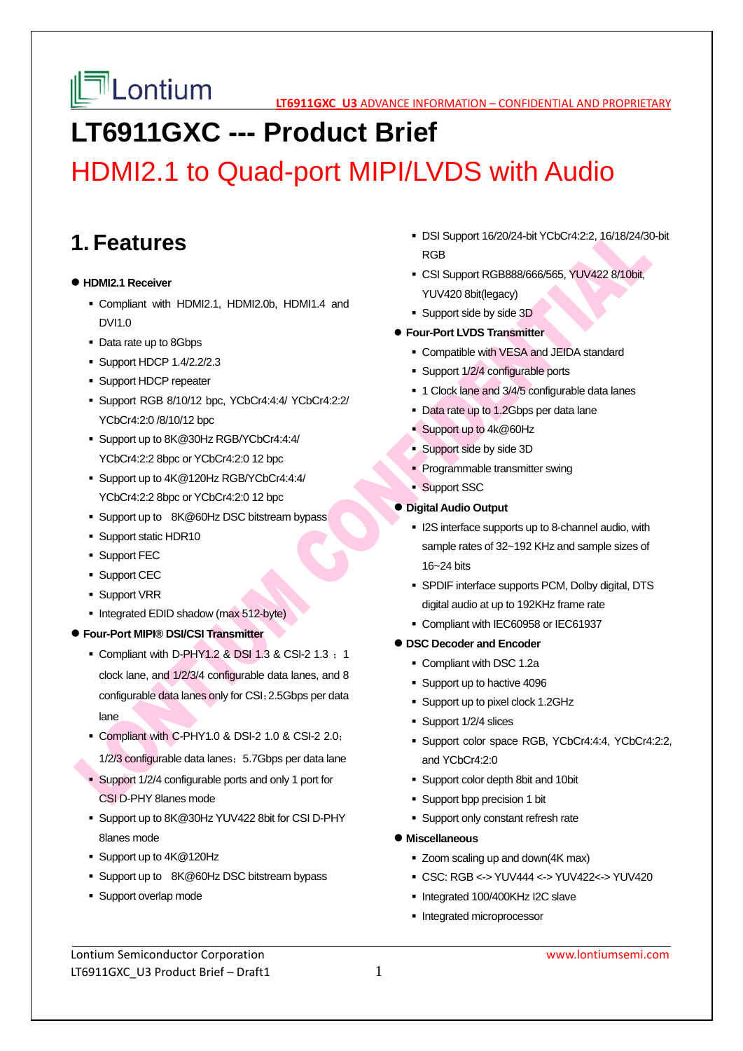# LT6911GXC --- Product Brief

## HDMI2.1 to Quad-port MIPI/LVDS with Audio

## 1. Features

- **HDMI2.1 Receiver**
  - Compliant with HDMI2.1, HDMI2.0b, HDMI1.4 and DVI1.0
  - Data rate up to 8Gbps
  - Support HDCP 1.4/2.2/2.3
  - Support HDCP repeater
  - Support RGB 8/10/12 bpc, YCbCr4:4:4/ YCbCr4:2:2/ YCbCr4:2:0 /8/10/12 bpc
  - Support up to 8K@30Hz RGB/YCbCr4:4:4/ YCbCr4:2:2 8bpc or YCbCr4:2:0 12 bpc
  - Support up to 4K@120Hz RGB/YCbCr4:4:4/ YCbCr4:2:2 8bpc or YCbCr4:2:0 12 bpc
  - Support up to 8K@60Hz DSC bitstream bypass
  - Support static HDR10
  - Support FEC
  - Support CEC
  - Support VRR
  - Integrated EDID shadow (max 512-byte)
- **Four-Port MIPI® DSI/CSI Transmitter**
  - Compliant with D-PHY1.2 & DSI 1.3 & CSI-2 1.3 ；1 clock lane, and 1/2/3/4 configurable data lanes, and 8 configurable data lanes only for CSI；2.5Gbps per data lane
  - Compliant with C-PHY1.0 & DSI-2 1.0 & CSI-2 2.0；1/2/3 configurable data lanes；5.7Gbps per data lane
  - Support 1/2/4 configurable ports and only 1 port for CSI D-PHY 8lanes mode
  - Support up to 8K@30Hz YUV422 8bit for CSI D-PHY 8lanes mode
  - Support up to 4K@120Hz
  - Support up to 8K@60Hz DSC bitstream bypass
  - Support overlap mode
  - DSI Support 16/20/24-bit YCbCr4:2:2, 16/18/24/30-bit RGB
  - CSI Support RGB888/666/565, YUV422 8/10bit, YUV420 8bit(legacy)
  - Support side by side 3D
- **Four-Port LVDS Transmitter**
  - Compatible with VESA and JEIDA standard
  - Support 1/2/4 configurable ports
  - 1 Clock lane and 3/4/5 configurable data lanes
  - Data rate up to 1.2Gbps per data lane
  - Support up to 4k@60Hz
  - Support side by side 3D
  - Programmable transmitter swing
  - Support SSC
- **Digital Audio Output**
  - I2S interface supports up to 8-channel audio, with sample rates of 32~192 KHz and sample sizes of 16~24 bits
  - SPDIF interface supports PCM, Dolby digital, DTS digital audio at up to 192KHz frame rate
  - Compliant with IEC60958 or IEC61937
- **DSC Decoder and Encoder**
  - Compliant with DSC 1.2a
  - Support up to hactive 4096
  - Support up to pixel clock 1.2GHz
  - Support 1/2/4 slices
  - Support color space RGB, YCbCr4:4:4, YCbCr4:2:2, and YCbCr4:2:0
  - Support color depth 8bit and 10bit
  - Support bpp precision 1 bit
  - Support only constant refresh rate
- **Miscellaneous**
  - Zoom scaling up and down(4K max)
  - CSC: RGB <-> YUV444 <-> YUV422<-> YUV420
  - Integrated 100/400KHz I2C slave
  - Integrated microprocessor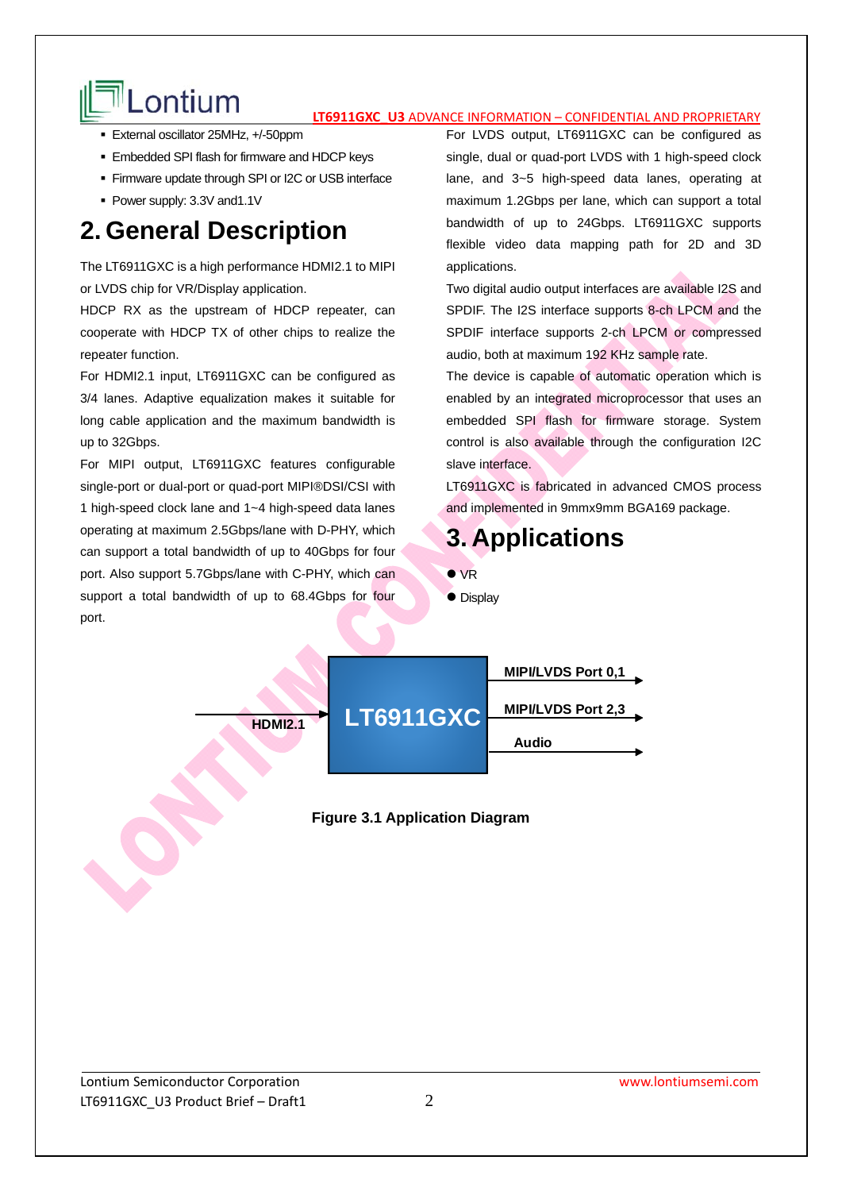- External oscillator 25MHz, +/-50ppm
- Embedded SPI flash for firmware and HDCP keys
- Firmware update through SPI or I2C or USB interface
- Power supply: 3.3V and1.1V

# 2. General Description

The LT6911GXC is a high performance HDMI2.1 to MIPI or LVDS chip for VR/Display application.

HDCP RX as the upstream of HDCP repeater, can cooperate with HDCP TX of other chips to realize the repeater function.

For HDMI2.1 input, LT6911GXC can be configured as 3/4 lanes. Adaptive equalization makes it suitable for long cable application and the maximum bandwidth is up to 32Gbps.

For MIPI output, LT6911GXC features configurable single-port or dual-port or quad-port MIPI®DSI/CSI with 1 high-speed clock lane and 1~4 high-speed data lanes operating at maximum 2.5Gbps/lane with D-PHY, which can support a total bandwidth of up to 40Gbps for four port. Also support 5.7Gbps/lane with C-PHY, which can support a total bandwidth of up to 68.4Gbps for four port.

For LVDS output, LT6911GXC can be configured as single, dual or quad-port LVDS with 1 high-speed clock lane, and 3~5 high-speed data lanes, operating at maximum 1.2Gbps per lane, which can support a total bandwidth of up to 24Gbps. LT6911GXC supports flexible video data mapping path for 2D and 3D applications.

Two digital audio output interfaces are available I2S and SPDIF. The I2S interface supports 8-ch LPCM and the SPDIF interface supports 2-ch LPCM or compressed audio, both at maximum 192 KHz sample rate.

The device is capable of automatic operation which is enabled by an integrated microprocessor that uses an embedded SPI flash for firmware storage. System control is also available through the configuration I2C slave interface.

LT6911GXC is fabricated in advanced CMOS process and implemented in 9mmx9mm BGA169 package.

# 3. Applications

- VR
- Display

HDMI2.1 → LT6911GXC → MIPI/LVDS Port 0,1; MIPI/LVDS Port 2,3; Audio

**Figure 3.1 Application Diagram**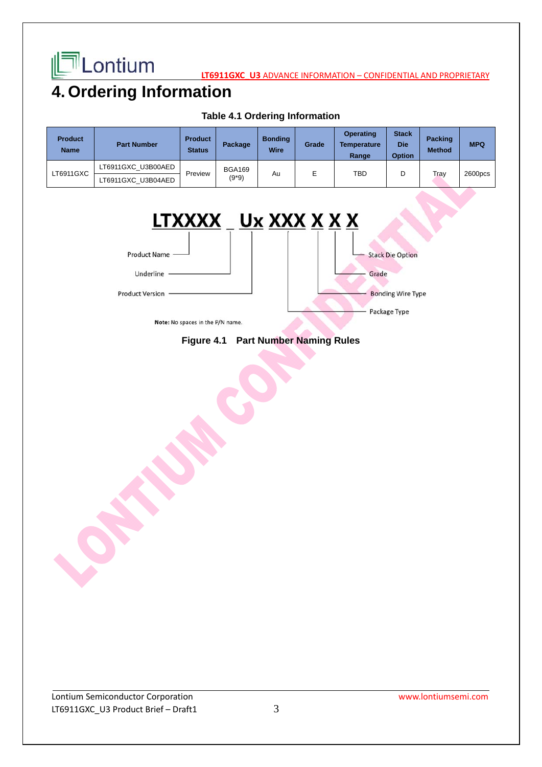# 4. Ordering Information

**Table 4.1 Ordering Information**

| Product Name | Part Number | Product Status | Package | Bonding Wire | Grade | Operating Temperature Range | Stack Die Option | Packing Method | MPQ |
|---|---|---|---|---|---|---|---|---|---|
| LT6911GXC | LT6911GXC_U3B00AED | Preview | BGA169 (9*9) | Au | E | TBD | D | Tray | 2600pcs |
| | LT6911GXC_U3B04AED | | | | | | | | |

**LTXXXX _ Ux XXX X X X**

- Product Name
- Underline
- Product Version
- Package Type
- Bonding Wire Type
- Grade
- Stack Die Option

**Note:** No spaces in the P/N name.

**Figure 4.1 Part Number Naming Rules**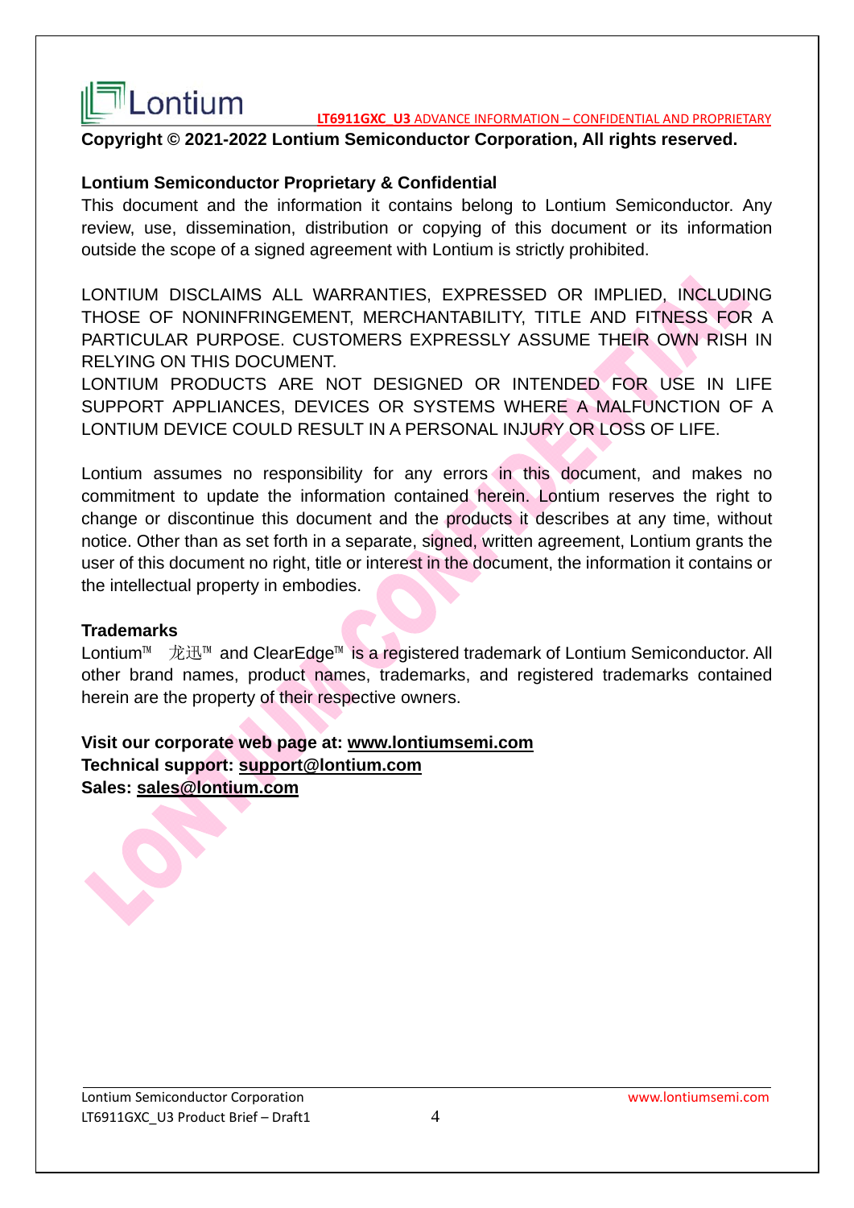**Copyright © 2021-2022 Lontium Semiconductor Corporation, All rights reserved.**

**Lontium Semiconductor Proprietary & Confidential**

This document and the information it contains belong to Lontium Semiconductor. Any review, use, dissemination, distribution or copying of this document or its information outside the scope of a signed agreement with Lontium is strictly prohibited.

LONTIUM DISCLAIMS ALL WARRANTIES, EXPRESSED OR IMPLIED, INCLUDING THOSE OF NONINFRINGEMENT, MERCHANTABILITY, TITLE AND FITNESS FOR A PARTICULAR PURPOSE. CUSTOMERS EXPRESSLY ASSUME THEIR OWN RISH IN RELYING ON THIS DOCUMENT.

LONTIUM PRODUCTS ARE NOT DESIGNED OR INTENDED FOR USE IN LIFE SUPPORT APPLIANCES, DEVICES OR SYSTEMS WHERE A MALFUNCTION OF A LONTIUM DEVICE COULD RESULT IN A PERSONAL INJURY OR LOSS OF LIFE.

Lontium assumes no responsibility for any errors in this document, and makes no commitment to update the information contained herein. Lontium reserves the right to change or discontinue this document and the products it describes at any time, without notice. Other than as set forth in a separate, signed, written agreement, Lontium grants the user of this document no right, title or interest in the document, the information it contains or the intellectual property in embodies.

**Trademarks**

Lontium™ 龙迅™ and ClearEdge™ is a registered trademark of Lontium Semiconductor. All other brand names, product names, trademarks, and registered trademarks contained herein are the property of their respective owners.

**Visit our corporate web page at: www.lontiumsemi.com**
**Technical support: support@lontium.com**
**Sales: sales@lontium.com**